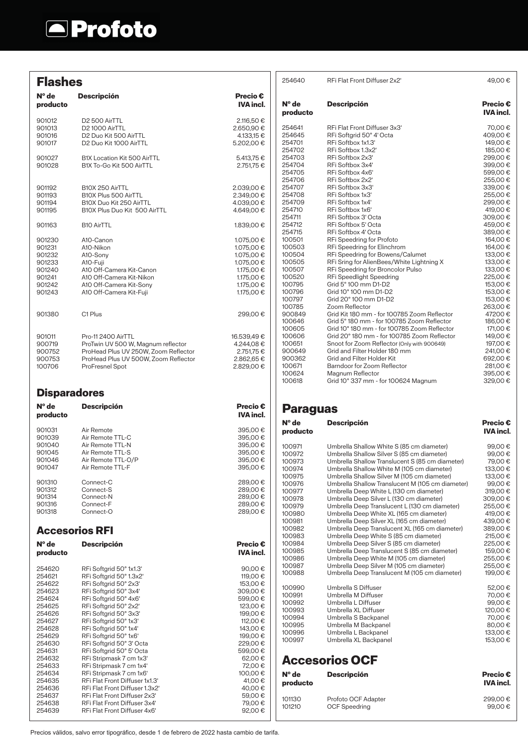# Profoto

## Flashes

| Nº de producto | Descripción | Precio € IVA incl. |
|---|---|---|
| 901012 | D2 500 AirTTL | 2.116,50 € |
| 901013 | D2 1000 AirTTL | 2.650,90 € |
| 901016 | D2 Duo Kit 500 AirTTL | 4.133,15 € |
| 901017 | D2 Duo Kit 1000 AirTTL | 5.202,00 € |
| 901027 | B1X Location Kit 500 AirTTL | 5.413,75 € |
| 901028 | B1X To-Go Kit 500 AirTTL | 2.751,75 € |
| 901192 | B10X 250 AirTTL | 2.039,00 € |
| 901193 | B10X Plus 500 AirTTL | 2.349,00 € |
| 901194 | B10X Duo Kit 250 AirTTL | 4.039,00 € |
| 901195 | B10X Plus Duo Kit 500 AirTTL | 4.649,00 € |
| 901163 | B10 AirTTL | 1.839,00 € |
| 901230 | A10-Canon | 1.075,00 € |
| 901231 | A10-Nikon | 1.075,00 € |
| 901232 | A10-Sony | 1.075,00 € |
| 901233 | A10-Fuji | 1.075,00 € |
| 901240 | A10 Off-Camera Kit-Canon | 1.175,00 € |
| 901241 | A10 Off-Camera Kit-Nikon | 1.175,00 € |
| 901242 | A10 Off-Camera Kit-Sony | 1.175,00 € |
| 901243 | A10 Off-Camera Kit-Fuji | 1.175,00 € |
| 901380 | C1 Plus | 299,00 € |
| 901011 | Pro-11 2400 AirTTL | 16.539,49 € |
| 900719 | ProTwin UV 500 W, Magnum reflector | 4.244,08 € |
| 900752 | ProHead Plus UV 250W, Zoom Reflector | 2.751,75 € |
| 900753 | ProHead Plus UV 500W, Zoom Reflector | 2.862,65 € |
| 100706 | ProFresnel Spot | 2.829,00 € |

## Disparadores

| Nº de producto | Descripción | Precio € IVA incl. |
|---|---|---|
| 901031 | Air Remote | 395,00 € |
| 901039 | Air Remote TTL-C | 395,00 € |
| 901040 | Air Remote TTL-N | 395,00 € |
| 901045 | Air Remote TTL-S | 395,00 € |
| 901046 | Air Remote TTL-O/P | 395,00 € |
| 901047 | Air Remote TTL-F | 395,00 € |
| 901310 | Connect-C | 289,00 € |
| 901312 | Connect-S | 289,00 € |
| 901314 | Connect-N | 289,00 € |
| 901316 | Connect-F | 289,00 € |
| 901318 | Connect-O | 289,00 € |

## Accesorios RFI

| Nº de producto | Descripción | Precio € IVA incl. |
|---|---|---|
| 254620 | RFi Softgrid 50° 1x1.3' | 90,00 € |
| 254621 | RFi Softgrid 50° 1.3x2' | 119,00 € |
| 254622 | RFi Softgrid 50° 2x3' | 153,00 € |
| 254623 | RFi Softgrid 50° 3x4' | 309,00 € |
| 254624 | RFi Softgrid 50° 4x6' | 599,00 € |
| 254625 | RFi Softgrid 50° 2x2' | 123,00 € |
| 254626 | RFi Softgrid 50° 3x3' | 199,00 € |
| 254627 | RFi Softgrid 50° 1x3' | 112,00 € |
| 254628 | RFi Softgrid 50° 1x4' | 143,00 € |
| 254629 | RFi Softgrid 50° 1x6' | 199,00 € |
| 254630 | RFi Softgrid 50° 3' Octa | 229,00 € |
| 254631 | RFi Softgrid 50° 5' Octa | 599,00 € |
| 254632 | RFi Stripmask 7 cm 1x3' | 62,00 € |
| 254633 | RFi Stripmask 7 cm 1x4' | 72,00 € |
| 254634 | RFi Stripmask 7 cm 1x6' | 100,00 € |
| 254635 | RFi Flat Front Diffuser 1x1.3' | 41,00 € |
| 254636 | RFi Flat Front Diffuser 1.3x2' | 40,00 € |
| 254637 | RFi Flat Front Diffuser 2x3' | 59,00 € |
| 254638 | RFi Flat Front Diffuser 3x4' | 79,00 € |
| 254639 | RFi Flat Front Diffuser 4x6' | 92,00 € |
| 254640 | RFi Flat Front Diffuser 2x2' | 49,00 € |
| 254641 | RFi Flat Front Diffuser 3x3' | 70,00 € |
| 254645 | RFi Softgrid 50° 4' Octa | 409,00 € |
| 254701 | RFi Softbox 1x1.3' | 149,00 € |
| 254702 | RFi Softbox 1.3x2' | 185,00 € |
| 254703 | RFi Softbox 2x3' | 299,00 € |
| 254704 | RFi Softbox 3x4' | 399,00 € |
| 254705 | RFi Softbox 4x6' | 599,00 € |
| 254706 | RFi Softbox 2x2' | 255,00 € |
| 254707 | RFi Softbox 3x3' | 339,00 € |
| 254708 | RFi Softbox 1x3' | 255,00 € |
| 254709 | RFi Softbox 1x4' | 299,00 € |
| 254710 | RFi Softbox 1x6' | 419,00 € |
| 254711 | RFi Softbox 3' Octa | 309,00 € |
| 254712 | RFi Softbox 5' Octa | 459,00 € |
| 254715 | RFi Softbox 4' Octa | 389,00 € |
| 100501 | RFi Speedring for Profoto | 164,00 € |
| 100503 | RFi Speedring for Elinchrom | 164,00 € |
| 100504 | RFi Speedring for Bowens/Calumet | 133,00 € |
| 100505 | RFi Sring for AlienBees/White Lightning X | 133,00 € |
| 100507 | RFi Speedring for Broncolor Pulso | 133,00 € |
| 100520 | RFi Speedlight Speedring | 225,00 € |
| 100795 | Grid 5° 100 mm D1-D2 | 153,00 € |
| 100796 | Grid 10° 100 mm D1-D2 | 153,00 € |
| 100797 | Grid 20° 100 mm D1-D2 | 153,00 € |
| 100785 | Zoom Reflector | 263,00 € |
| 900849 | Grid Kit 180 mm - for 100785 Zoom Reflector | 47200 € |
| 100646 | Grid 5° 180 mm - for 100785 Zoom Reflector | 186,00 € |
| 100605 | Grid 10° 180 mm - for 100785 Zoom Reflector | 171,00 € |
| 100606 | Grid 20° 180 mm - for 100785 Zoom Reflector | 149,00 € |
| 100651 | Snoot for Zoom Reflector (Only with 900649) | 197,00 € |
| 900649 | Grid and Filter Holder 180 mm | 241,00 € |
| 900362 | Grid and Filter Holder Kit | 692,00 € |
| 100671 | Barndoor for Zoom Reflector | 281,00 € |
| 100624 | Magnum Reflector | 395,00 € |
| 100618 | Grid 10° 337 mm - for 100624 Magnum | 329,00 € |

## Paraguas

| Nº de producto | Descripción | Precio € IVA incl. |
|---|---|---|
| 100971 | Umbrella Shallow White S (85 cm diameter) | 99,00 € |
| 100972 | Umbrella Shallow Silver S (85 cm diameter) | 99,00 € |
| 100973 | Umbrella Shallow Translucent S (85 cm diameter) | 79,00 € |
| 100974 | Umbrella Shallow White M (105 cm diameter) | 133,00 € |
| 100975 | Umbrella Shallow Silver M (105 cm diameter) | 133,00 € |
| 100976 | Umbrella Shallow Translucent M (105 cm diameter) | 99,00 € |
| 100977 | Umbrella Deep White L (130 cm diameter) | 319,00 € |
| 100978 | Umbrella Deep Silver L (130 cm diameter) | 309,00 € |
| 100979 | Umbrella Deep Translucent L (130 cm diameter) | 255,00 € |
| 100980 | Umbrella Deep White XL (165 cm diameter) | 419,00 € |
| 100981 | Umbrella Deep Silver XL (165 cm diameter) | 439,00 € |
| 100982 | Umbrella Deep Translucent XL (165 cm diameter) | 389,00 € |
| 100983 | Umbrella Deep White S (85 cm diameter) | 215,00 € |
| 100984 | Umbrella Deep Silver S (85 cm diameter) | 225,00 € |
| 100985 | Umbrella Deep Translucent S (85 cm diameter) | 159,00 € |
| 100986 | Umbrella Deep White M (105 cm diameter) | 255,00 € |
| 100987 | Umbrella Deep Silver M (105 cm diameter) | 255,00 € |
| 100988 | Umbrella Deep Translucent M (105 cm diameter) | 199,00 € |
| 100990 | Umbrella S Diffuser | 52,00 € |
| 100991 | Umbrella M Diffuser | 70,00 € |
| 100992 | Umbrella L Diffuser | 99,00 € |
| 100993 | Umbrella XL Diffuser | 120,00 € |
| 100994 | Umbrella S Backpanel | 70,00 € |
| 100995 | Umbrella M Backpanel | 80,00 € |
| 100996 | Umbrella L Backpanel | 133,00 € |
| 100997 | Umbrella XL Backpanel | 153,00 € |

## Accesorios OCF

| Nº de producto | Descripción | Precio € IVA incl. |
|---|---|---|
| 101130 | Profoto OCF Adapter | 299,00 € |
| 101210 | OCF Speedring | 99,00 € |

Precios válidos, salvo error tipográfico, desde 1 de febrero de 2022 hasta cambio de tarifa.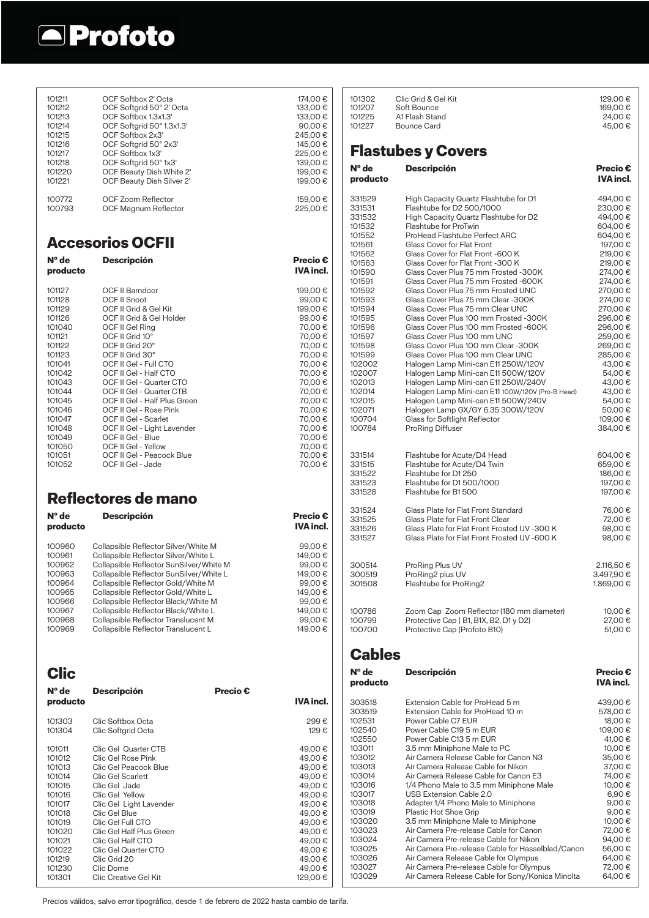# Profoto

| | | |
|---|---|---|
| 101211 | OCF Softbox 2' Octa | 174,00 € |
| 101212 | OCF Softgrid 50° 2' Octa | 133,00 € |
| 101213 | OCF Softbox 1.3x1.3' | 133,00 € |
| 101214 | OCF Softgrid 50° 1.3x1.3' | 90,00 € |
| 101215 | OCF Softbox 2x3' | 245,00 € |
| 101216 | OCF Softgrid 50° 2x3' | 145,00 € |
| 101217 | OCF Softbox 1x3' | 225,00 € |
| 101218 | OCF Softgrid 50° 1x3' | 139,00 € |
| 101220 | OCF Beauty Dish White 2' | 199,00 € |
| 101221 | OCF Beauty Dish Silver 2' | 199,00 € |
| 100772 | OCF Zoom Reflector | 159,00 € |
| 100793 | OCF Magnum Reflector | 225,00 € |

## Accesorios OCFII

| Nº de producto | Descripción | Precio € IVA incl. |
|---|---|---|
| 101127 | OCF II Barndoor | 199,00 € |
| 101128 | OCF II Snoot | 99,00 € |
| 101129 | OCF II Grid & Gel Kit | 199,00 € |
| 101126 | OCF II Grid & Gel Holder | 99,00 € |
| 101040 | OCF II Gel Ring | 70,00 € |
| 101121 | OCF II Grid 10° | 70,00 € |
| 101122 | OCF II Grid 20° | 70,00 € |
| 101123 | OCF II Grid 30° | 70,00 € |
| 101041 | OCF II Gel - Full CTO | 70,00 € |
| 101042 | OCF II Gel - Half CTO | 70,00 € |
| 101043 | OCF II Gel - Quarter CTO | 70,00 € |
| 101044 | OCF II Gel - Quarter CTB | 70,00 € |
| 101045 | OCF II Gel - Half Plus Green | 70,00 € |
| 101046 | OCF II Gel - Rose Pink | 70,00 € |
| 101047 | OCF II Gel - Scarlet | 70,00 € |
| 101048 | OCF II Gel - Light Lavender | 70,00 € |
| 101049 | OCF II Gel - Blue | 70,00 € |
| 101050 | OCF II Gel - Yellow | 70,00 € |
| 101051 | OCF II Gel - Peacock Blue | 70,00 € |
| 101052 | OCF II Gel - Jade | 70,00 € |

## Reflectores de mano

| Nº de producto | Descripción | Precio € IVA incl. |
|---|---|---|
| 100960 | Collapsible Reflector Silver/White M | 99,00 € |
| 100961 | Collapsible Reflector Silver/White L | 149,00 € |
| 100962 | Collapsible Reflector SunSilver/White M | 99,00 € |
| 100963 | Collapsible Reflector SunSilver/White L | 149,00 € |
| 100964 | Collapsible Reflector Gold/White M | 99,00 € |
| 100965 | Collapsible Reflector Gold/White L | 149,00 € |
| 100966 | Collapsible Reflector Black/White M | 99,00 € |
| 100967 | Collapsible Reflector Black/White L | 149,00 € |
| 100968 | Collapsible Reflector Translucent M | 99,00 € |
| 100969 | Collapsible Reflector Translucent L | 149,00 € |

## Clic

| Nº de producto | Descripción | Precio € IVA incl. |
|---|---|---|
| 101303 | Clic Softbox Octa | 299 € |
| 101304 | Clic Softgrid Octa | 129 € |
| 101011 | Clic Gel Quarter CTB | 49,00 € |
| 101012 | Clic Gel Rose Pink | 49,00 € |
| 101013 | Clic Gel Peacock Blue | 49,00 € |
| 101014 | Clic Gel Scarlett | 49,00 € |
| 101015 | Clic Gel Jade | 49,00 € |
| 101016 | Clic Gel Yellow | 49,00 € |
| 101017 | Clic Gel Light Lavender | 49,00 € |
| 101018 | Clic Gel Blue | 49,00 € |
| 101019 | Clic Gel Full CTO | 49,00 € |
| 101020 | Clic Gel Half Plus Green | 49,00 € |
| 101021 | Clic Gel Half CTO | 49,00 € |
| 101022 | Clic Gel Quarter CTO | 49,00 € |
| 101219 | Clic Grid 20 | 49,00 € |
| 101230 | Clic Dome | 49,00 € |
| 101301 | Clic Creative Gel Kit | 129,00 € |
| 101302 | Clic Grid & Gel Kit | 129,00 € |
| 101207 | Soft Bounce | 169,00 € |
| 101225 | A1 Flash Stand | 24,00 € |
| 101227 | Bounce Card | 45,00 € |

## Flastubes y Covers

| Nº de producto | Descripción | Precio € IVA incl. |
|---|---|---|
| 331529 | High Capacity Quartz Flashtube for D1 | 494,00 € |
| 331531 | Flashtube for D2 500/1000 | 230,00 € |
| 331532 | High Capacity Quartz Flashtube for D2 | 494,00 € |
| 101532 | Flashtube for ProTwin | 604,00 € |
| 101552 | ProHead Flashtube Perfect ARC | 604,00 € |
| 101561 | Glass Cover for Flat Front | 197,00 € |
| 101562 | Glass Cover for Flat Front -600 K | 219,00 € |
| 101563 | Glass Cover for Flat Front -300 K | 219,00 € |
| 101590 | Glass Cover Plus 75 mm Frosted -300K | 274,00 € |
| 101591 | Glass Cover Plus 75 mm Frosted -600K | 274,00 € |
| 101592 | Glass Cover Plus 75 mm Frosted UNC | 270,00 € |
| 101593 | Glass Cover Plus 75 mm Clear -300K | 274,00 € |
| 101594 | Glass Cover Plus 75 mm Clear UNC | 270,00 € |
| 101595 | Glass Cover Plus 100 mm Frosted -300K | 296,00 € |
| 101596 | Glass Cover Plus 100 mm Frosted -600K | 296,00 € |
| 101597 | Glass Cover Plus 100 mm UNC | 259,00 € |
| 101598 | Glass Cover Plus 100 mm Clear -300K | 269,00 € |
| 101599 | Glass Cover Plus 100 mm Clear UNC | 285,00 € |
| 102002 | Halogen Lamp Mini-can E11 250W/120V | 43,00 € |
| 102007 | Halogen Lamp Mini-can E11 500W/120V | 54,00 € |
| 102013 | Halogen Lamp Mini-can E11 250W/240V | 43,00 € |
| 102014 | Halogen Lamp Mini-can E11 100W/120V (Pro-B Head) | 43,00 € |
| 102015 | Halogen Lamp Mini-can E11 500W/240V | 54,00 € |
| 102071 | Halogen Lamp GX/GY 6.35 300W/120V | 50,00 € |
| 100704 | Glass for Softlight Reflector | 109,00 € |
| 100784 | ProRing Diffuser | 384,00 € |
| 331514 | Flashtube for Acute/D4 Head | 604,00 € |
| 331515 | Flashtube for Acute/D4 Twin | 659,00 € |
| 331522 | Flashtube for D1 250 | 186,00 € |
| 331523 | Flashtube for D1 500/1000 | 197,00 € |
| 331528 | Flashtube for B1 500 | 197,00 € |
| 331524 | Glass Plate for Flat Front Standard | 76,00 € |
| 331525 | Glass Plate for Flat Front Clear | 72,00 € |
| 331526 | Glass Plate for Flat Front Frosted UV -300 K | 98,00 € |
| 331527 | Glass Plate for Flat Front Frosted UV -600 K | 98,00 € |
| 300514 | ProRing Plus UV | 2.116,50 € |
| 300519 | ProRing2 plus UV | 3.497,90 € |
| 301508 | Flashtube for ProRing2 | 1.869,00 € |
| 100786 | Zoom Cap Zoom Reflector (180 mm diameter) | 10,00 € |
| 100799 | Protective Cap ( B1, B1X, B2, D1 y D2) | 27,00 € |
| 100700 | Protective Cap (Profoto B10) | 51,00 € |

## Cables

| Nº de producto | Descripción | Precio € IVA incl. |
|---|---|---|
| 303518 | Extension Cable for ProHead 5 m | 439,00 € |
| 303519 | Extension Cable for ProHead 10 m | 578,00 € |
| 102531 | Power Cable C7 EUR | 18,00 € |
| 102540 | Power Cable C19 5 m EUR | 109,00 € |
| 102550 | Power Cable C13 5 m EUR | 41,00 € |
| 103011 | 3.5 mm Miniphone Male to PC | 10,00 € |
| 103012 | Air Camera Release Cable for Canon N3 | 35,00 € |
| 103013 | Air Camera Release Cable for Nikon | 37,00 € |
| 103014 | Air Camera Release Cable for Canon E3 | 74,00 € |
| 103016 | 1/4 Phono Male to 3.5 mm Miniphone Male | 10,00 € |
| 103017 | USB Extension Cable 2.0 | 6,90 € |
| 103018 | Adapter 1/4 Phono Male to Miniphone | 9,00 € |
| 103019 | Plastic Hot Shoe Grip | 9,00 € |
| 103020 | 3.5 mm Miniphone Male to Miniphone | 10,00 € |
| 103023 | Air Camera Pre-release Cable for Canon | 72,00 € |
| 103024 | Air Camera Pre-release Cable for Nikon | 94,00 € |
| 103025 | Air Camera Pre-release Cable for Hasselblad/Canon | 56,00 € |
| 103026 | Air Camera Release Cable for Olympus | 64,00 € |
| 103027 | Air Camera Pre-release Cable for Olympus | 72,00 € |
| 103029 | Air Camera Release Cable for Sony/Konica Minolta | 64,00 € |

Precios válidos, salvo error tipográfico, desde 1 de febrero de 2022 hasta cambio de tarifa.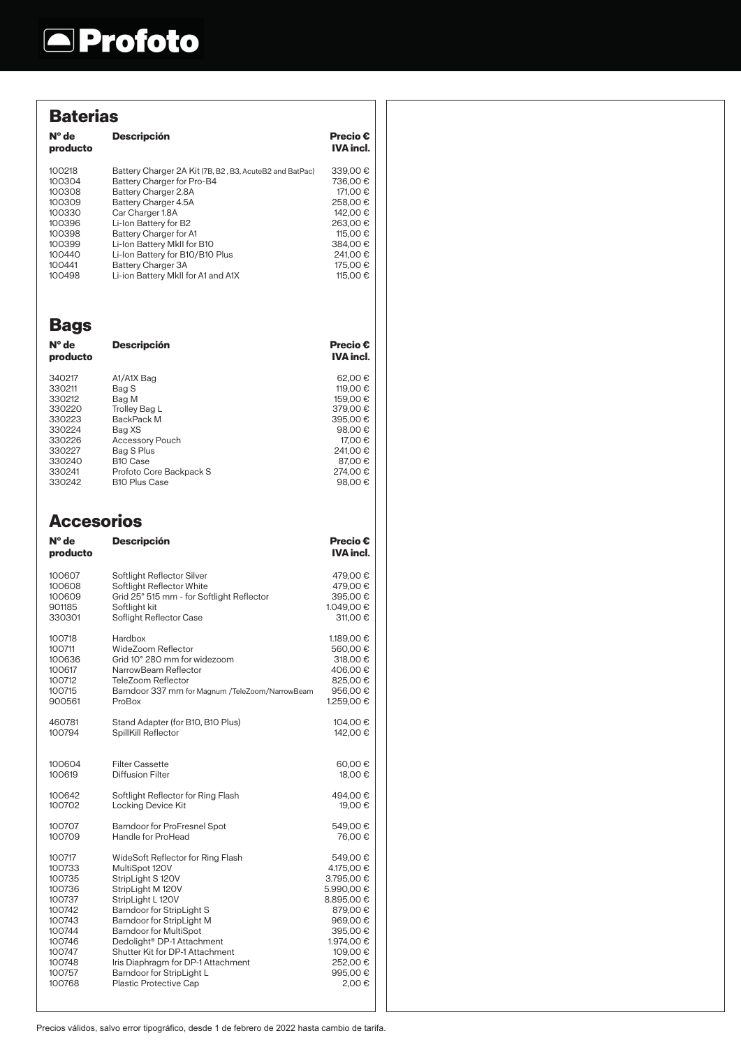## Baterias

| Nº de producto | Descripción | Precio € IVA incl. |
|---|---|---|
| 100218 | Battery Charger 2A Kit (7B, B2 , B3, AcuteB2 and BatPac) | 339,00 € |
| 100304 | Battery Charger for Pro-B4 | 736,00 € |
| 100308 | Battery Charger 2.8A | 171,00 € |
| 100309 | Battery Charger 4.5A | 258,00 € |
| 100330 | Car Charger 1.8A | 142,00 € |
| 100396 | Li-Ion Battery for B2 | 263,00 € |
| 100398 | Battery Charger for A1 | 115,00 € |
| 100399 | Li-Ion Battery MkII for B10 | 384,00 € |
| 100440 | Li-Ion Battery for B10/B10 Plus | 241,00 € |
| 100441 | Battery Charger 3A | 175,00 € |
| 100498 | Li-ion Battery MkII for A1 and A1X | 115,00 € |

## Bags

| Nº de producto | Descripción | Precio € IVA incl. |
|---|---|---|
| 340217 | A1/A1X Bag | 62,00 € |
| 330211 | Bag S | 119,00 € |
| 330212 | Bag M | 159,00 € |
| 330220 | Trolley Bag L | 379,00 € |
| 330223 | BackPack M | 395,00 € |
| 330224 | Bag XS | 98,00 € |
| 330226 | Accessory Pouch | 17,00 € |
| 330227 | Bag S Plus | 241,00 € |
| 330240 | B10 Case | 87,00 € |
| 330241 | Profoto Core Backpack S | 274,00 € |
| 330242 | B10 Plus Case | 98,00 € |

## Accesorios

| Nº de producto | Descripción | Precio € IVA incl. |
|---|---|---|
| 100607 | Softlight Reflector Silver | 479,00 € |
| 100608 | Softlight Reflector White | 479,00 € |
| 100609 | Grid 25° 515 mm - for Softlight Reflector | 395,00 € |
| 901185 | Softlight kit | 1.049,00 € |
| 330301 | Soflight Reflector Case | 311,00 € |
| 100718 | Hardbox | 1.189,00 € |
| 100711 | WideZoom Reflector | 560,00 € |
| 100636 | Grid 10° 280 mm for widezoom | 318,00 € |
| 100617 | NarrowBeam Reflector | 406,00 € |
| 100712 | TeleZoom Reflector | 825,00 € |
| 100715 | Barndoor 337 mm for Magnum /TeleZoom/NarrowBeam | 956,00 € |
| 900561 | ProBox | 1.259,00 € |
| 460781 | Stand Adapter (for B10, B10 Plus) | 104,00 € |
| 100794 | SpillKill Reflector | 142,00 € |
| 100604 | Filter Cassette | 60,00 € |
| 100619 | Diffusion Filter | 18,00 € |
| 100642 | Softlight Reflector for Ring Flash | 494,00 € |
| 100702 | Locking Device Kit | 19,00 € |
| 100707 | Barndoor for ProFresnel Spot | 549,00 € |
| 100709 | Handle for ProHead | 76,00 € |
| 100717 | WideSoft Reflector for Ring Flash | 549,00 € |
| 100733 | MultiSpot 120V | 4.175,00 € |
| 100735 | StripLight S 120V | 3.795,00 € |
| 100736 | StripLight M 120V | 5.990,00 € |
| 100737 | StripLight L 120V | 8.895,00 € |
| 100742 | Barndoor for StripLight S | 879,00 € |
| 100743 | Barndoor for StripLight M | 969,00 € |
| 100744 | Barndoor for MultiSpot | 395,00 € |
| 100746 | Dedolight® DP-1 Attachment | 1.974,00 € |
| 100747 | Shutter Kit for DP-1 Attachment | 109,00 € |
| 100748 | Iris Diaphragm for DP-1 Attachment | 252,00 € |
| 100757 | Barndoor for StripLight L | 995,00 € |
| 100768 | Plastic Protective Cap | 2,00 € |

Precios válidos, salvo error tipográfico, desde 1 de febrero de 2022 hasta cambio de tarifa.